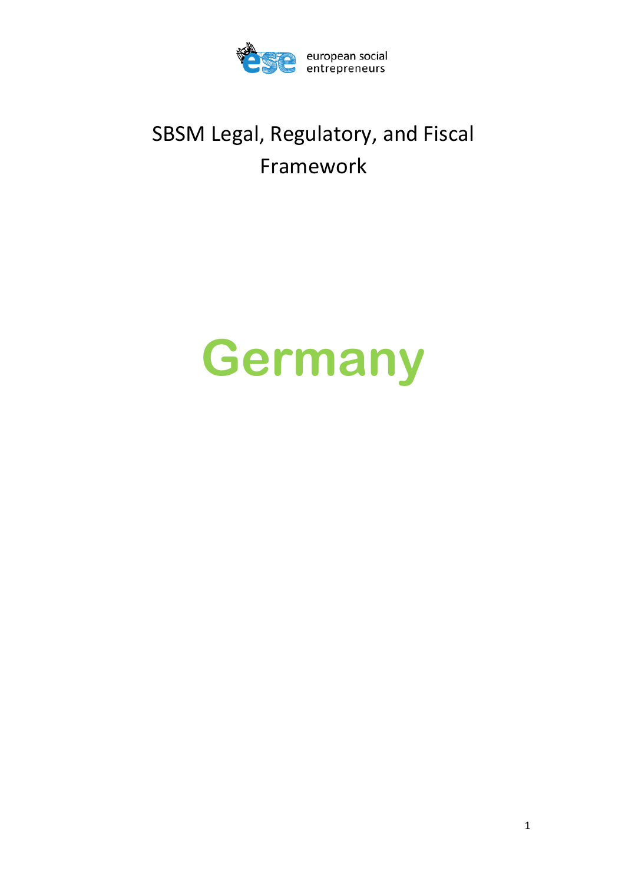european social entrepreneurs

# SBSM Legal, Regulatory, and Fiscal Framework

# Germany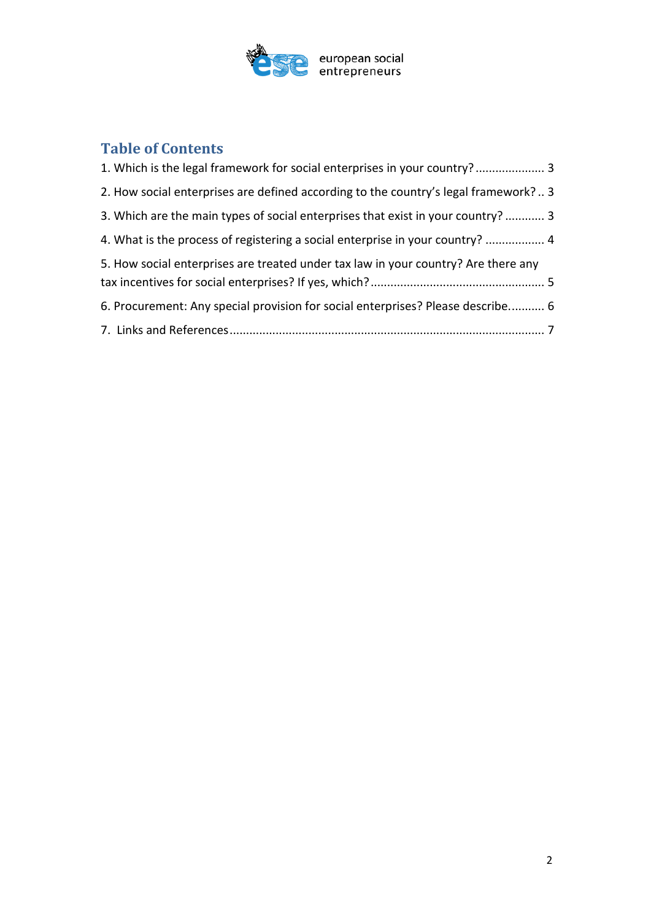## Table of Contents

1. Which is the legal framework for social enterprises in your country? ..................... 3

2. How social enterprises are defined according to the country's legal framework? .. 3

3. Which are the main types of social enterprises that exist in your country? ............ 3

4. What is the process of registering a social enterprise in your country? .................. 4

5. How social enterprises are treated under tax law in your country? Are there any tax incentives for social enterprises? If yes, which? ..................................................... 5

6. Procurement: Any special provision for social enterprises? Please describe........... 6

7. Links and References ................................................................................................ 7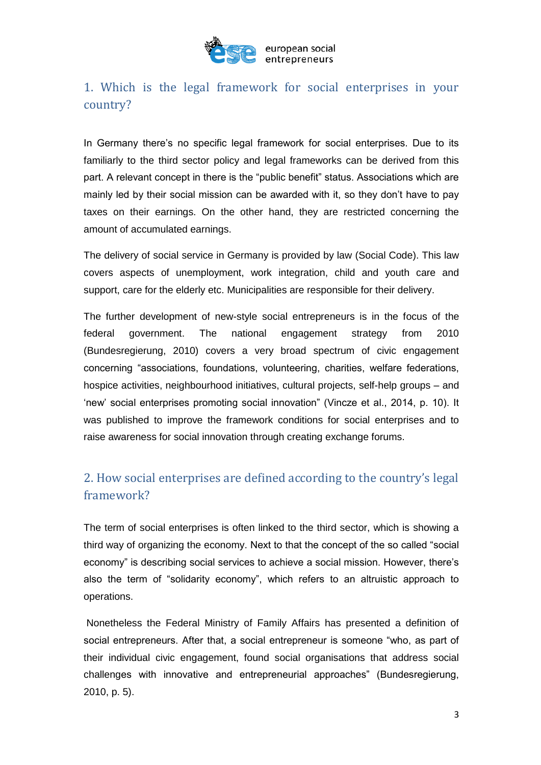## 1. Which is the legal framework for social enterprises in your country?

In Germany there's no specific legal framework for social enterprises. Due to its familiarly to the third sector policy and legal frameworks can be derived from this part. A relevant concept in there is the "public benefit" status. Associations which are mainly led by their social mission can be awarded with it, so they don't have to pay taxes on their earnings. On the other hand, they are restricted concerning the amount of accumulated earnings.

The delivery of social service in Germany is provided by law (Social Code). This law covers aspects of unemployment, work integration, child and youth care and support, care for the elderly etc. Municipalities are responsible for their delivery.

The further development of new-style social entrepreneurs is in the focus of the federal government. The national engagement strategy from 2010 (Bundesregierung, 2010) covers a very broad spectrum of civic engagement concerning "associations, foundations, volunteering, charities, welfare federations, hospice activities, neighbourhood initiatives, cultural projects, self-help groups – and 'new' social enterprises promoting social innovation" (Vincze et al., 2014, p. 10). It was published to improve the framework conditions for social enterprises and to raise awareness for social innovation through creating exchange forums.

## 2. How social enterprises are defined according to the country's legal framework?

The term of social enterprises is often linked to the third sector, which is showing a third way of organizing the economy. Next to that the concept of the so called "social economy" is describing social services to achieve a social mission. However, there's also the term of "solidarity economy", which refers to an altruistic approach to operations.

Nonetheless the Federal Ministry of Family Affairs has presented a definition of social entrepreneurs. After that, a social entrepreneur is someone "who, as part of their individual civic engagement, found social organisations that address social challenges with innovative and entrepreneurial approaches" (Bundesregierung, 2010, p. 5).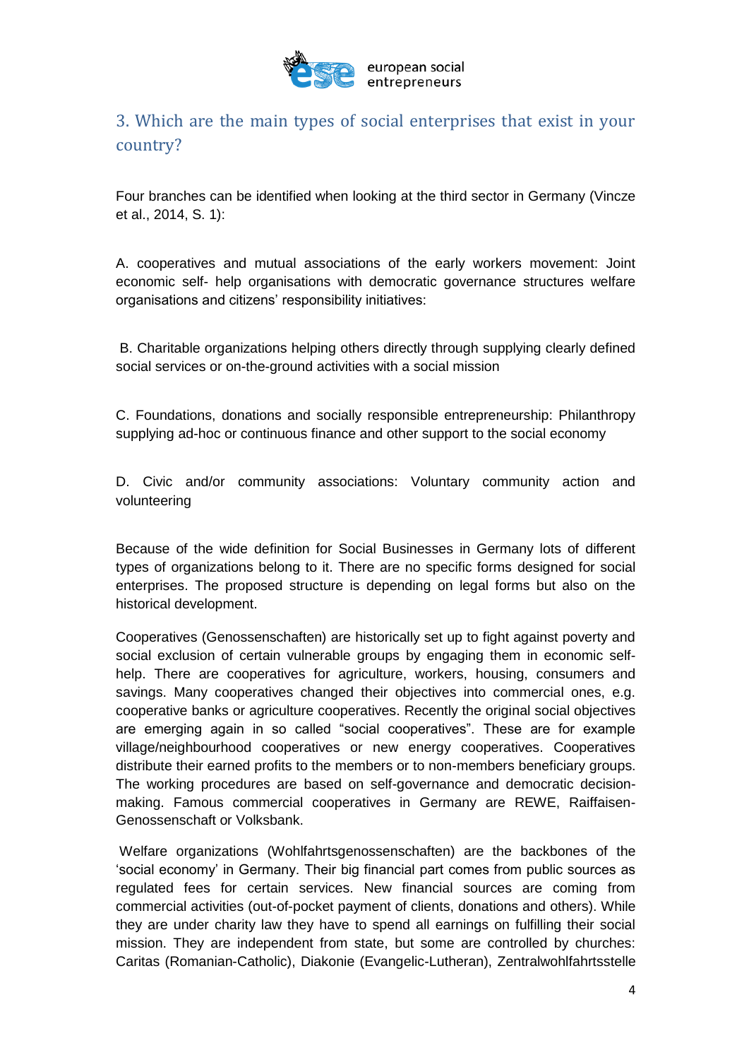## 3. Which are the main types of social enterprises that exist in your country?

Four branches can be identified when looking at the third sector in Germany (Vincze et al., 2014, S. 1):

A. cooperatives and mutual associations of the early workers movement: Joint economic self- help organisations with democratic governance structures welfare organisations and citizens' responsibility initiatives:

B. Charitable organizations helping others directly through supplying clearly defined social services or on-the-ground activities with a social mission

C. Foundations, donations and socially responsible entrepreneurship: Philanthropy supplying ad-hoc or continuous finance and other support to the social economy

D. Civic and/or community associations: Voluntary community action and volunteering

Because of the wide definition for Social Businesses in Germany lots of different types of organizations belong to it. There are no specific forms designed for social enterprises. The proposed structure is depending on legal forms but also on the historical development.

Cooperatives (Genossenschaften) are historically set up to fight against poverty and social exclusion of certain vulnerable groups by engaging them in economic self-help. There are cooperatives for agriculture, workers, housing, consumers and savings. Many cooperatives changed their objectives into commercial ones, e.g. cooperative banks or agriculture cooperatives. Recently the original social objectives are emerging again in so called "social cooperatives". These are for example village/neighbourhood cooperatives or new energy cooperatives. Cooperatives distribute their earned profits to the members or to non-members beneficiary groups. The working procedures are based on self-governance and democratic decision-making. Famous commercial cooperatives in Germany are REWE, Raiffaisen-Genossenschaft or Volksbank.

Welfare organizations (Wohlfahrtsgenossenschaften) are the backbones of the 'social economy' in Germany. Their big financial part comes from public sources as regulated fees for certain services. New financial sources are coming from commercial activities (out-of-pocket payment of clients, donations and others). While they are under charity law they have to spend all earnings on fulfilling their social mission. They are independent from state, but some are controlled by churches: Caritas (Romanian-Catholic), Diakonie (Evangelic-Lutheran), Zentralwohlfahrtsstelle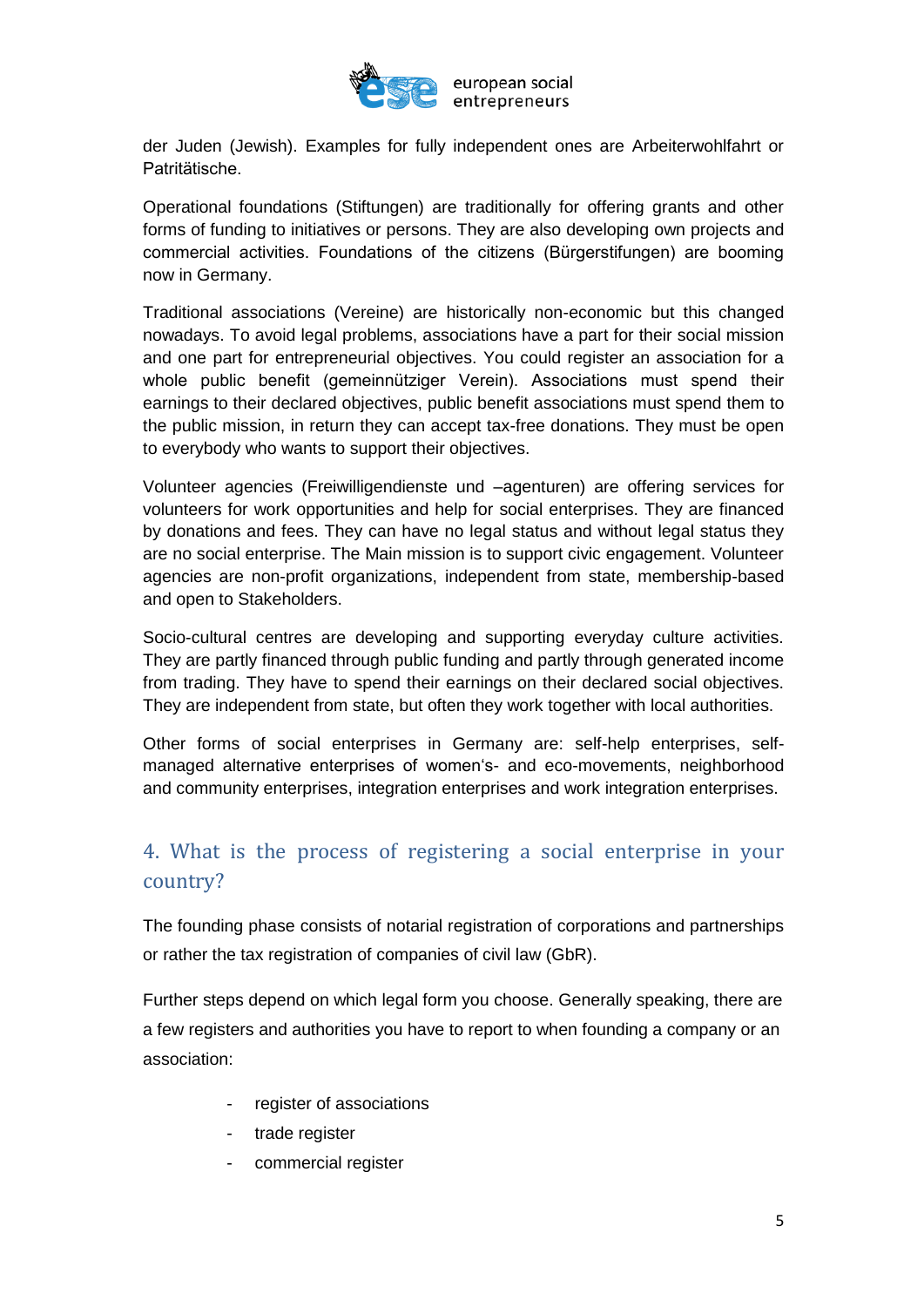der Juden (Jewish). Examples for fully independent ones are Arbeiterwohlfahrt or Patritätische.

Operational foundations (Stiftungen) are traditionally for offering grants and other forms of funding to initiatives or persons. They are also developing own projects and commercial activities. Foundations of the citizens (Bürgerstifungen) are booming now in Germany.

Traditional associations (Vereine) are historically non-economic but this changed nowadays. To avoid legal problems, associations have a part for their social mission and one part for entrepreneurial objectives. You could register an association for a whole public benefit (gemeinnütziger Verein). Associations must spend their earnings to their declared objectives, public benefit associations must spend them to the public mission, in return they can accept tax-free donations. They must be open to everybody who wants to support their objectives.

Volunteer agencies (Freiwilligendienste und –agenturen) are offering services for volunteers for work opportunities and help for social enterprises. They are financed by donations and fees. They can have no legal status and without legal status they are no social enterprise. The Main mission is to support civic engagement. Volunteer agencies are non-profit organizations, independent from state, membership-based and open to Stakeholders.

Socio-cultural centres are developing and supporting everyday culture activities. They are partly financed through public funding and partly through generated income from trading. They have to spend their earnings on their declared social objectives. They are independent from state, but often they work together with local authorities.

Other forms of social enterprises in Germany are: self-help enterprises, self-managed alternative enterprises of women's- and eco-movements, neighborhood and community enterprises, integration enterprises and work integration enterprises.

## 4. What is the process of registering a social enterprise in your country?

The founding phase consists of notarial registration of corporations and partnerships or rather the tax registration of companies of civil law (GbR).

Further steps depend on which legal form you choose. Generally speaking, there are a few registers and authorities you have to report to when founding a company or an association:

- register of associations
- trade register
- commercial register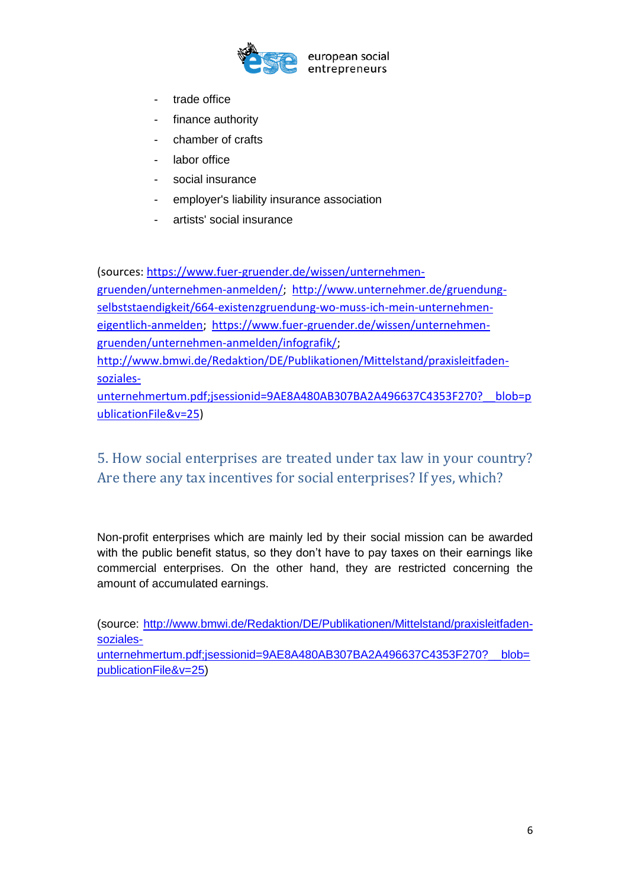- trade office
- finance authority
- chamber of crafts
- labor office
- social insurance
- employer's liability insurance association
- artists' social insurance

(sources: https://www.fuer-gruender.de/wissen/unternehmen-gruenden/unternehmen-anmelden/; http://www.unternehmer.de/gruendung-selbststaendigkeit/664-existenzgruendung-wo-muss-ich-mein-unternehmen-eigentlich-anmelden; https://www.fuer-gruender.de/wissen/unternehmen-gruenden/unternehmen-anmelden/infografik/; http://www.bmwi.de/Redaktion/DE/Publikationen/Mittelstand/praxisleitfaden-soziales-unternehmertum.pdf;jsessionid=9AE8A480AB307BA2A496637C4353F270?__blob=publicationFile&v=25)

## 5. How social enterprises are treated under tax law in your country? Are there any tax incentives for social enterprises? If yes, which?

Non-profit enterprises which are mainly led by their social mission can be awarded with the public benefit status, so they don't have to pay taxes on their earnings like commercial enterprises. On the other hand, they are restricted concerning the amount of accumulated earnings.

(source: http://www.bmwi.de/Redaktion/DE/Publikationen/Mittelstand/praxisleitfaden-soziales-unternehmertum.pdf;jsessionid=9AE8A480AB307BA2A496637C4353F270?__blob=publicationFile&v=25)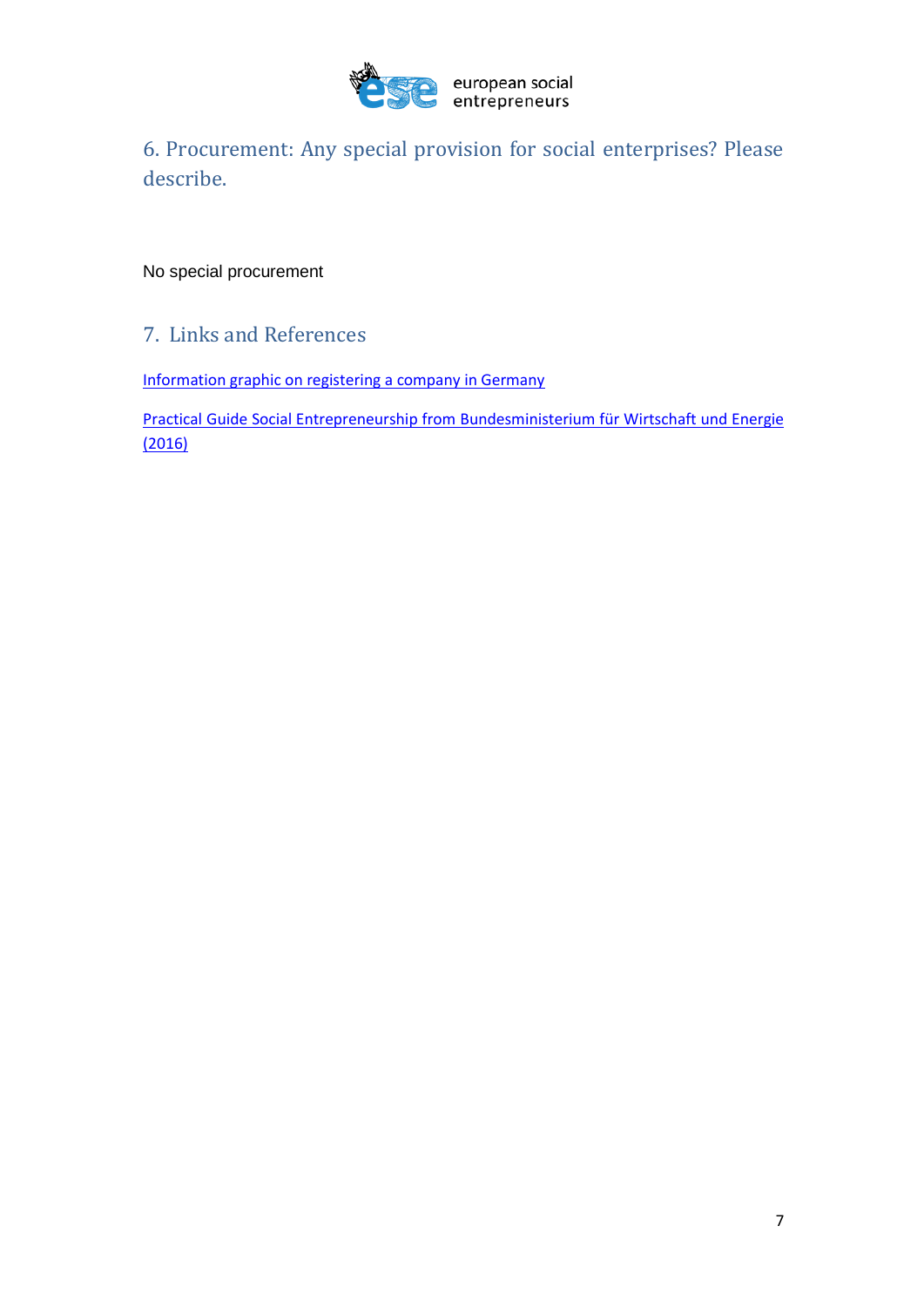## 6. Procurement: Any special provision for social enterprises? Please describe.

No special procurement

## 7. Links and References

Information graphic on registering a company in Germany

Practical Guide Social Entrepreneurship from Bundesministerium für Wirtschaft und Energie (2016)